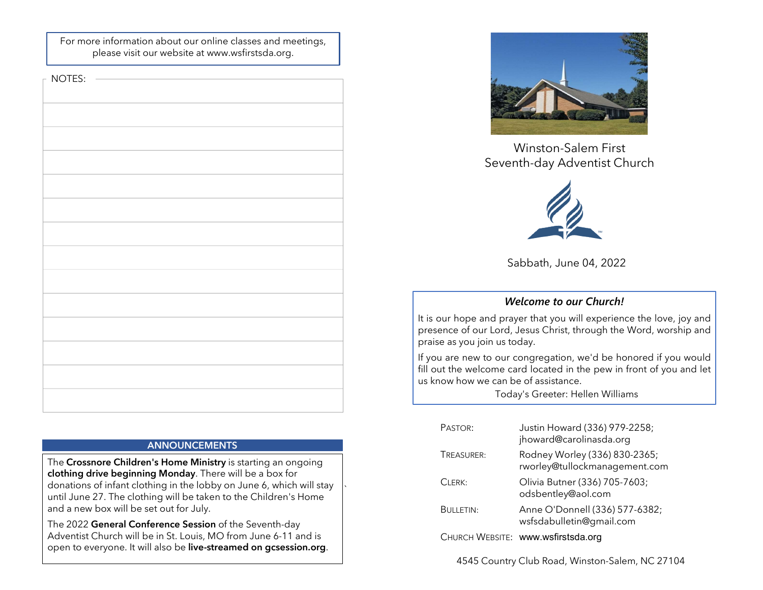For more information about our online classes and meetings, please visit our website at www.wsfirstsda.org.

NOTES:

## ANNOUNCEMENTS

The **Crossnore Children's Home Ministry** is starting an ongoing **clothing drive beginning Monday**. There will be a box for donations of infant clothing in the lobby on June 6, which will stay until June 27. The clothing will be taken to the Children's Home and a new box will be set out for July.

The 2022 **General Conference Session** of the Seventh-day Adventist Church will be in St. Louis, MO from June 6-11 and is open to everyone. It will also be **live-streamed on gcsession.org**.

# Winston-Salem First Seventh-day Adventist Church

Sabbath, June 04, 2022

### *Welcome to our Church!*

It is our hope and prayer that you will experience the love, joy and presence of our Lord, Jesus Christ, through the Word, worship and praise as you join us today.

If you are new to our congregation, we'd be honored if you would fill out the welcome card located in the pew in front of you and let us know how we can be of assistance.

Today's Greeter: Hellen Williams

| | |
|---|---|
| PASTOR: | Justin Howard (336) 979-2258; jhoward@carolinasda.org |
| TREASURER: | Rodney Worley (336) 830-2365; rworley@tullockmanagement.com |
| CLERK: | Olivia Butner (336) 705-7603; odsbentley@aol.com |
| BULLETIN: | Anne O'Donnell (336) 577-6382; wsfsdabulletin@gmail.com |
| CHURCH WEBSITE: | www.wsfirstsda.org |

4545 Country Club Road, Winston-Salem, NC 27104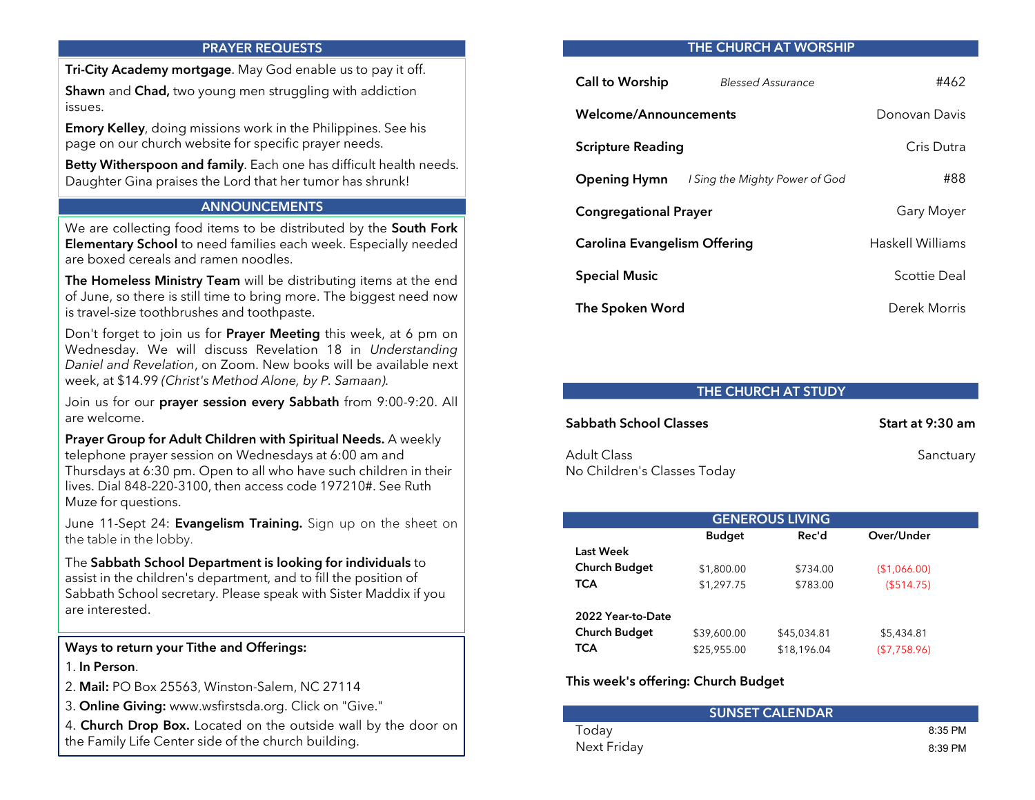## PRAYER REQUESTS

**Tri-City Academy mortgage**. May God enable us to pay it off.

**Shawn** and **Chad,** two young men struggling with addiction issues.

**Emory Kelley**, doing missions work in the Philippines. See his page on our church website for specific prayer needs.

**Betty Witherspoon and family**. Each one has difficult health needs. Daughter Gina praises the Lord that her tumor has shrunk!

## ANNOUNCEMENTS

We are collecting food items to be distributed by the **South Fork Elementary School** to need families each week. Especially needed are boxed cereals and ramen noodles.

**The Homeless Ministry Team** will be distributing items at the end of June, so there is still time to bring more. The biggest need now is travel-size toothbrushes and toothpaste.

Don't forget to join us for **Prayer Meeting** this week, at 6 pm on Wednesday. We will discuss Revelation 18 in *Understanding Daniel and Revelation*, on Zoom. New books will be available next week, at $14.99 *(Christ's Method Alone, by P. Samaan)*.

Join us for our **prayer session every Sabbath** from 9:00-9:20. All are welcome.

**Prayer Group for Adult Children with Spiritual Needs.** A weekly telephone prayer session on Wednesdays at 6:00 am and Thursdays at 6:30 pm. Open to all who have such children in their lives. Dial 848-220-3100, then access code 197210#. See Ruth Muze for questions.

June 11-Sept 24: **Evangelism Training.** Sign up on the sheet on the table in the lobby.

The **Sabbath School Department is looking for individuals** to assist in the children's department, and to fill the position of Sabbath School secretary. Please speak with Sister Maddix if you are interested.

**Ways to return your Tithe and Offerings:**

1. **In Person**.
2. **Mail:** PO Box 25563, Winston-Salem, NC 27114
3. **Online Giving:** www.wsfirstsda.org. Click on "Give."
4. **Church Drop Box.** Located on the outside wall by the door on the Family Life Center side of the church building.

## THE CHURCH AT WORSHIP

| | | |
|---|---|---|
| **Call to Worship** | *Blessed Assurance* | #462 |
| **Welcome/Announcements** | | Donovan Davis |
| **Scripture Reading** | | Cris Dutra |
| **Opening Hymn** | *I Sing the Mighty Power of God* | #88 |
| **Congregational Prayer** | | Gary Moyer |
| **Carolina Evangelism Offering** | | Haskell Williams |
| **Special Music** | | Scottie Deal |
| **The Spoken Word** | | Derek Morris |

## THE CHURCH AT STUDY

**Sabbath School Classes** — **Start at 9:30 am**

Adult Class — Sanctuary

No Children's Classes Today

## GENEROUS LIVING

| | Budget | Rec'd | Over/Under |
|---|---|---|---|
| **Last Week** | | | |
| **Church Budget** | $1,800.00 | $734.00 | ($1,066.00) |
| **TCA** | $1,297.75 | $783.00 | ($514.75) |
| **2022 Year-to-Date** | | | |
| **Church Budget** | $39,600.00 | $45,034.81 | $5,434.81 |
| **TCA** | $25,955.00 | $18,196.04 | ($7,758.96) |

**This week's offering: Church Budget**

## SUNSET CALENDAR

| | |
|---|---|
| Today | 8:35 PM |
| Next Friday | 8:39 PM |